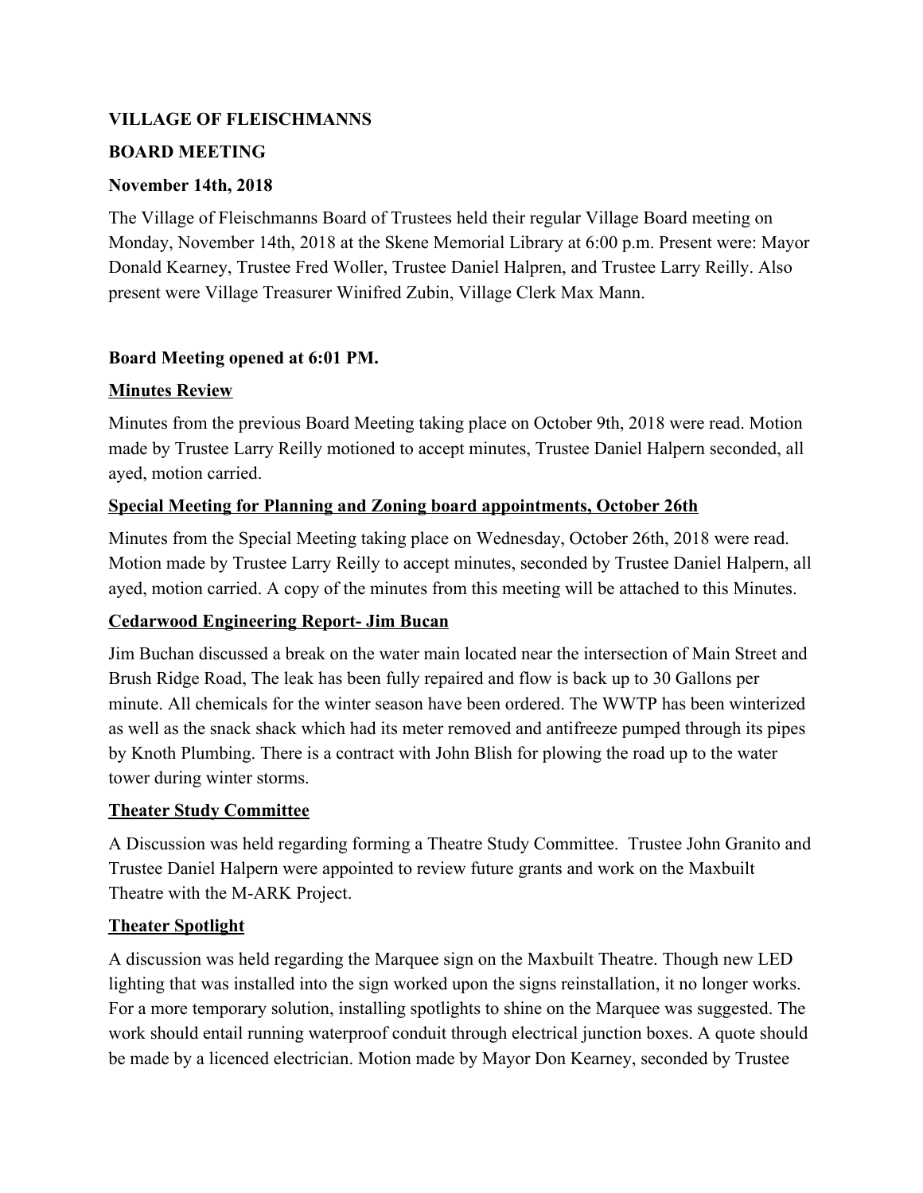**VILLAGE OF FLEISCHMANNS**

**BOARD MEETING**

**November 14th, 2018**

The Village of Fleischmanns Board of Trustees held their regular Village Board meeting on Monday, November 14th, 2018 at the Skene Memorial Library at 6:00 p.m. Present were: Mayor Donald Kearney, Trustee Fred Woller, Trustee Daniel Halpren, and Trustee Larry Reilly. Also present were Village Treasurer Winifred Zubin, Village Clerk Max Mann.

**Board Meeting opened at 6:01 PM.**

**<u>Minutes Review</u>**

Minutes from the previous Board Meeting taking place on October 9th, 2018 were read. Motion made by Trustee Larry Reilly motioned to accept minutes, Trustee Daniel Halpern seconded, all ayed, motion carried.

**<u>Special Meeting for Planning and Zoning board appointments, October 26th</u>**

Minutes from the Special Meeting taking place on Wednesday, October 26th, 2018 were read. Motion made by Trustee Larry Reilly to accept minutes, seconded by Trustee Daniel Halpern, all ayed, motion carried. A copy of the minutes from this meeting will be attached to this Minutes.

**<u>Cedarwood Engineering Report- Jim Bucan</u>**

Jim Buchan discussed a break on the water main located near the intersection of Main Street and Brush Ridge Road, The leak has been fully repaired and flow is back up to 30 Gallons per minute. All chemicals for the winter season have been ordered. The WWTP has been winterized as well as the snack shack which had its meter removed and antifreeze pumped through its pipes by Knoth Plumbing. There is a contract with John Blish for plowing the road up to the water tower during winter storms.

**<u>Theater Study Committee</u>**

A Discussion was held regarding forming a Theatre Study Committee. Trustee John Granito and Trustee Daniel Halpern were appointed to review future grants and work on the Maxbuilt Theatre with the M-ARK Project.

**<u>Theater Spotlight</u>**

A discussion was held regarding the Marquee sign on the Maxbuilt Theatre. Though new LED lighting that was installed into the sign worked upon the signs reinstallation, it no longer works. For a more temporary solution, installing spotlights to shine on the Marquee was suggested. The work should entail running waterproof conduit through electrical junction boxes. A quote should be made by a licenced electrician. Motion made by Mayor Don Kearney, seconded by Trustee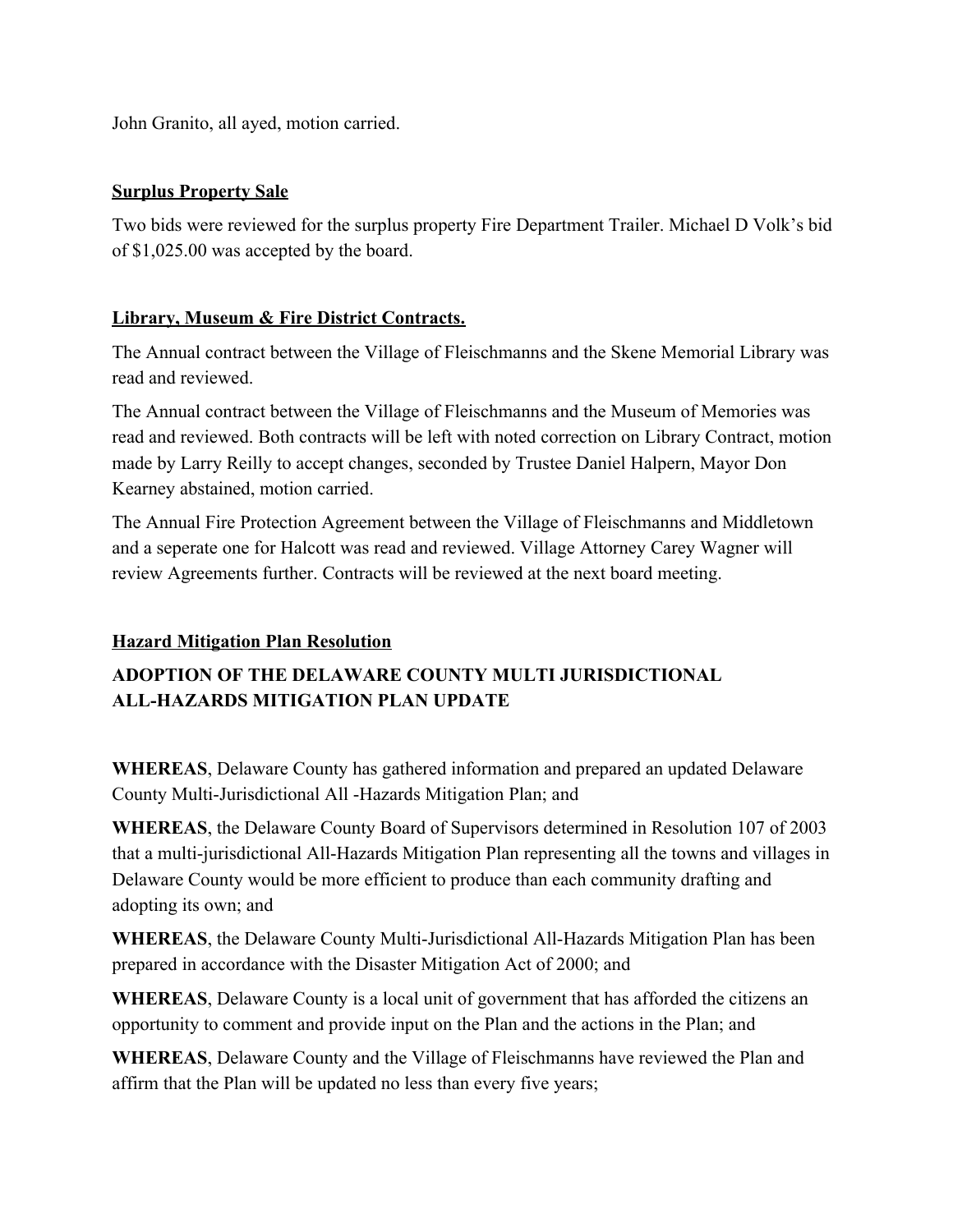John Granito, all ayed, motion carried.

**Surplus Property Sale**

Two bids were reviewed for the surplus property Fire Department Trailer. Michael D Volk's bid of $1,025.00 was accepted by the board.

**Library, Museum & Fire District Contracts.**

The Annual contract between the Village of Fleischmanns and the Skene Memorial Library was read and reviewed.

The Annual contract between the Village of Fleischmanns and the Museum of Memories was read and reviewed. Both contracts will be left with noted correction on Library Contract, motion made by Larry Reilly to accept changes, seconded by Trustee Daniel Halpern, Mayor Don Kearney abstained, motion carried.

The Annual Fire Protection Agreement between the Village of Fleischmanns and Middletown and a seperate one for Halcott was read and reviewed. Village Attorney Carey Wagner will review Agreements further. Contracts will be reviewed at the next board meeting.

**Hazard Mitigation Plan Resolution**

**ADOPTION OF THE DELAWARE COUNTY MULTI JURISDICTIONAL ALL-HAZARDS MITIGATION PLAN UPDATE**

**WHEREAS**, Delaware County has gathered information and prepared an updated Delaware County Multi-Jurisdictional All -Hazards Mitigation Plan; and

**WHEREAS**, the Delaware County Board of Supervisors determined in Resolution 107 of 2003 that a multi-jurisdictional All-Hazards Mitigation Plan representing all the towns and villages in Delaware County would be more efficient to produce than each community drafting and adopting its own; and

**WHEREAS**, the Delaware County Multi-Jurisdictional All-Hazards Mitigation Plan has been prepared in accordance with the Disaster Mitigation Act of 2000; and

**WHEREAS**, Delaware County is a local unit of government that has afforded the citizens an opportunity to comment and provide input on the Plan and the actions in the Plan; and

**WHEREAS**, Delaware County and the Village of Fleischmanns have reviewed the Plan and affirm that the Plan will be updated no less than every five years;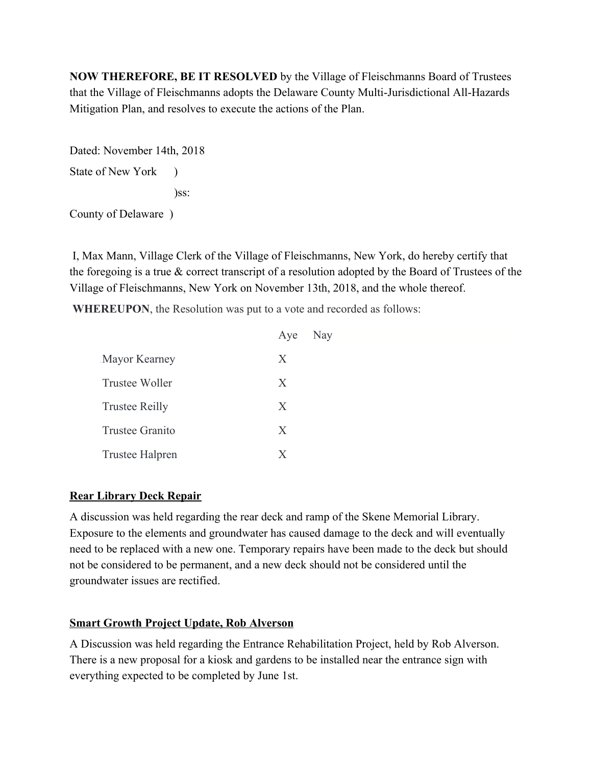**NOW THEREFORE, BE IT RESOLVED** by the Village of Fleischmanns Board of Trustees that the Village of Fleischmanns adopts the Delaware County Multi-Jurisdictional All-Hazards Mitigation Plan, and resolves to execute the actions of the Plan.

Dated: November 14th, 2018

State of New York )

)ss:

County of Delaware )

I, Max Mann, Village Clerk of the Village of Fleischmanns, New York, do hereby certify that the foregoing is a true & correct transcript of a resolution adopted by the Board of Trustees of the Village of Fleischmanns, New York on November 13th, 2018, and the whole thereof.

**WHEREUPON**, the Resolution was put to a vote and recorded as follows:

| | Aye | Nay |
|---|---|---|
| Mayor Kearney | X | |
| Trustee Woller | X | |
| Trustee Reilly | X | |
| Trustee Granito | X | |
| Trustee Halpren | X | |

## Rear Library Deck Repair

A discussion was held regarding the rear deck and ramp of the Skene Memorial Library. Exposure to the elements and groundwater has caused damage to the deck and will eventually need to be replaced with a new one. Temporary repairs have been made to the deck but should not be considered to be permanent, and a new deck should not be considered until the groundwater issues are rectified.

## Smart Growth Project Update, Rob Alverson

A Discussion was held regarding the Entrance Rehabilitation Project, held by Rob Alverson. There is a new proposal for a kiosk and gardens to be installed near the entrance sign with everything expected to be completed by June 1st.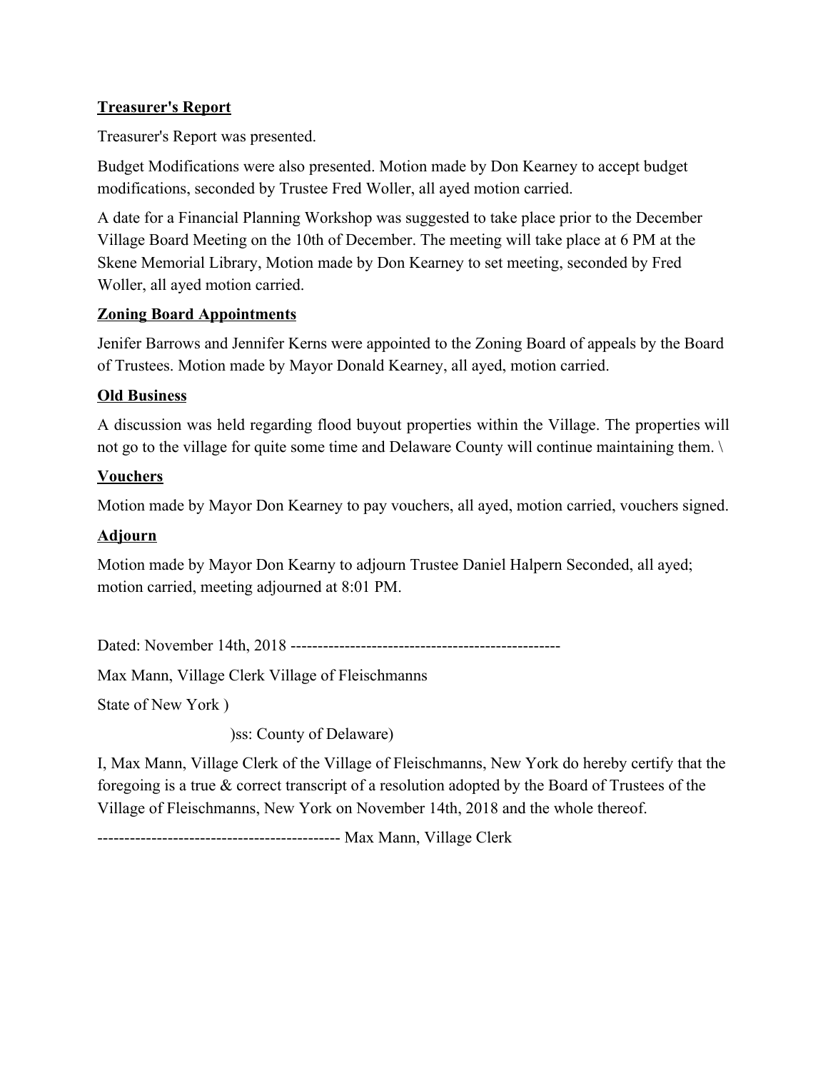**Treasurer's Report**

Treasurer's Report was presented.

Budget Modifications were also presented. Motion made by Don Kearney to accept budget modifications, seconded by Trustee Fred Woller, all ayed motion carried.

A date for a Financial Planning Workshop was suggested to take place prior to the December Village Board Meeting on the 10th of December. The meeting will take place at 6 PM at the Skene Memorial Library, Motion made by Don Kearney to set meeting, seconded by Fred Woller, all ayed motion carried.

**Zoning Board Appointments**

Jenifer Barrows and Jennifer Kerns were appointed to the Zoning Board of appeals by the Board of Trustees. Motion made by Mayor Donald Kearney, all ayed, motion carried.

**Old Business**

A discussion was held regarding flood buyout properties within the Village. The properties will not go to the village for quite some time and Delaware County will continue maintaining them. \

**Vouchers**

Motion made by Mayor Don Kearney to pay vouchers, all ayed, motion carried, vouchers signed.

**Adjourn**

Motion made by Mayor Don Kearny to adjourn Trustee Daniel Halpern Seconded, all ayed; motion carried, meeting adjourned at 8:01 PM.

Dated: November 14th, 2018 --------------------------------------------------

Max Mann, Village Clerk Village of Fleischmanns

State of New York )

)ss: County of Delaware)

I, Max Mann, Village Clerk of the Village of Fleischmanns, New York do hereby certify that the foregoing is a true & correct transcript of a resolution adopted by the Board of Trustees of the Village of Fleischmanns, New York on November 14th, 2018 and the whole thereof.

--------------------------------------------- Max Mann, Village Clerk